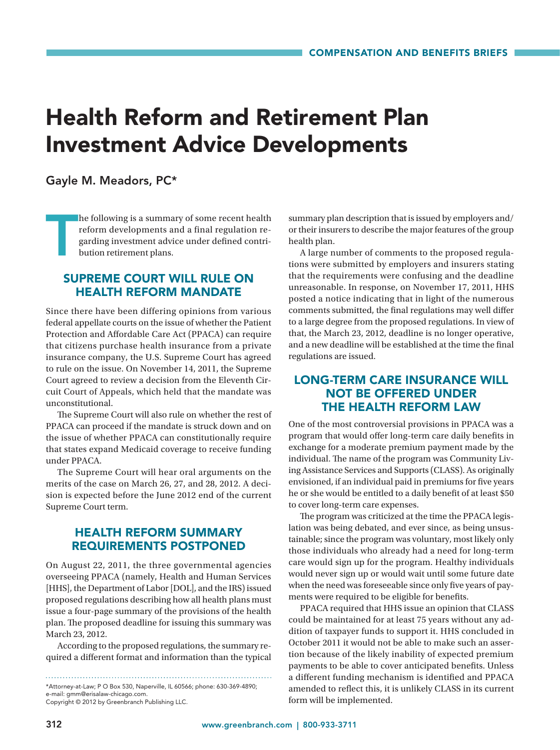# Health Reform and Retirement Plan Investment Advice Developments

Gayle M. Meadors, PC*

The following is a summary of some recent health reform developments and a final regulation regarding investment advice under defined contribution retirement plans.

## SUPREME COURT WILL RULE ON HEALTH REFORM MANDATE

Since there have been differing opinions from various federal appellate courts on the issue of whether the Patient Protection and Affordable Care Act (PPACA) can require that citizens purchase health insurance from a private insurance company, the U.S. Supreme Court has agreed to rule on the issue. On November 14, 2011, the Supreme Court agreed to review a decision from the Eleventh Circuit Court of Appeals, which held that the mandate was unconstitutional.

The Supreme Court will also rule on whether the rest of PPACA can proceed if the mandate is struck down and on the issue of whether PPACA can constitutionally require that states expand Medicaid coverage to receive funding under PPACA.

The Supreme Court will hear oral arguments on the merits of the case on March 26, 27, and 28, 2012. A decision is expected before the June 2012 end of the current Supreme Court term.

## HEALTH REFORM SUMMARY REQUIREMENTS POSTPONED

On August 22, 2011, the three governmental agencies overseeing PPACA (namely, Health and Human Services [HHS], the Department of Labor [DOL], and the IRS) issued proposed regulations describing how all health plans must issue a four-page summary of the provisions of the health plan. The proposed deadline for issuing this summary was March 23, 2012.

According to the proposed regulations, the summary required a different format and information than the typical summary plan description that is issued by employers and/or their insurers to describe the major features of the group health plan.

A large number of comments to the proposed regulations were submitted by employers and insurers stating that the requirements were confusing and the deadline unreasonable. In response, on November 17, 2011, HHS posted a notice indicating that in light of the numerous comments submitted, the final regulations may well differ to a large degree from the proposed regulations. In view of that, the March 23, 2012, deadline is no longer operative, and a new deadline will be established at the time the final regulations are issued.

## LONG-TERM CARE INSURANCE WILL NOT BE OFFERED UNDER THE HEALTH REFORM LAW

One of the most controversial provisions in PPACA was a program that would offer long-term care daily benefits in exchange for a moderate premium payment made by the individual. The name of the program was Community Living Assistance Services and Supports (CLASS). As originally envisioned, if an individual paid in premiums for five years he or she would be entitled to a daily benefit of at least $50 to cover long-term care expenses.

The program was criticized at the time the PPACA legislation was being debated, and ever since, as being unsustainable; since the program was voluntary, most likely only those individuals who already had a need for long-term care would sign up for the program. Healthy individuals would never sign up or would wait until some future date when the need was foreseeable since only five years of payments were required to be eligible for benefits.

PPACA required that HHS issue an opinion that CLASS could be maintained for at least 75 years without any addition of taxpayer funds to support it. HHS concluded in October 2011 it would not be able to make such an assertion because of the likely inability of expected premium payments to be able to cover anticipated benefits. Unless a different funding mechanism is identified and PPACA amended to reflect this, it is unlikely CLASS in its current form will be implemented.

---

*Attorney-at-Law; P O Box 530, Naperville, IL 60566; phone: 630-369-4890; e-mail: gmm@erisalaw-chicago.com.
Copyright © 2012 by Greenbranch Publishing LLC.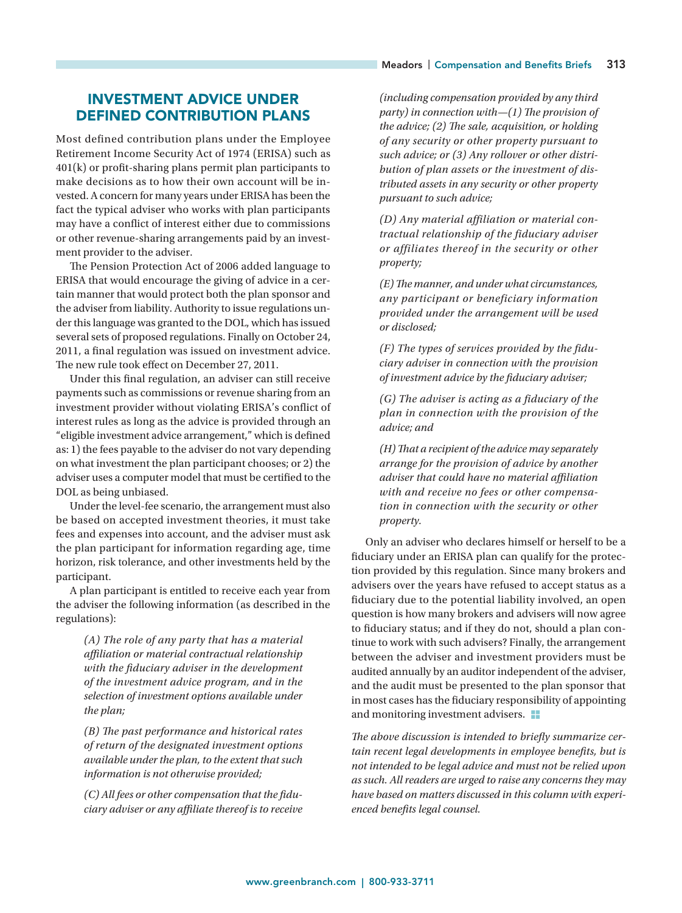## INVESTMENT ADVICE UNDER DEFINED CONTRIBUTION PLANS

Most defined contribution plans under the Employee Retirement Income Security Act of 1974 (ERISA) such as 401(k) or profit-sharing plans permit plan participants to make decisions as to how their own account will be invested. A concern for many years under ERISA has been the fact the typical adviser who works with plan participants may have a conflict of interest either due to commissions or other revenue-sharing arrangements paid by an investment provider to the adviser.

The Pension Protection Act of 2006 added language to ERISA that would encourage the giving of advice in a certain manner that would protect both the plan sponsor and the adviser from liability. Authority to issue regulations under this language was granted to the DOL, which has issued several sets of proposed regulations. Finally on October 24, 2011, a final regulation was issued on investment advice. The new rule took effect on December 27, 2011.

Under this final regulation, an adviser can still receive payments such as commissions or revenue sharing from an investment provider without violating ERISA's conflict of interest rules as long as the advice is provided through an "eligible investment advice arrangement," which is defined as: 1) the fees payable to the adviser do not vary depending on what investment the plan participant chooses; or 2) the adviser uses a computer model that must be certified to the DOL as being unbiased.

Under the level-fee scenario, the arrangement must also be based on accepted investment theories, it must take fees and expenses into account, and the adviser must ask the plan participant for information regarding age, time horizon, risk tolerance, and other investments held by the participant.

A plan participant is entitled to receive each year from the adviser the following information (as described in the regulations):

> *(A) The role of any party that has a material affiliation or material contractual relationship with the fiduciary adviser in the development of the investment advice program, and in the selection of investment options available under the plan;*
>
> *(B) The past performance and historical rates of return of the designated investment options available under the plan, to the extent that such information is not otherwise provided;*
>
> *(C) All fees or other compensation that the fiduciary adviser or any affiliate thereof is to receive (including compensation provided by any third party) in connection with—(1) The provision of the advice; (2) The sale, acquisition, or holding of any security or other property pursuant to such advice; or (3) Any rollover or other distribution of plan assets or the investment of distributed assets in any security or other property pursuant to such advice;*
>
> *(D) Any material affiliation or material contractual relationship of the fiduciary adviser or affiliates thereof in the security or other property;*
>
> *(E) The manner, and under what circumstances, any participant or beneficiary information provided under the arrangement will be used or disclosed;*
>
> *(F) The types of services provided by the fiduciary adviser in connection with the provision of investment advice by the fiduciary adviser;*
>
> *(G) The adviser is acting as a fiduciary of the plan in connection with the provision of the advice; and*
>
> *(H) That a recipient of the advice may separately arrange for the provision of advice by another adviser that could have no material affiliation with and receive no fees or other compensation in connection with the security or other property.*

Only an adviser who declares himself or herself to be a fiduciary under an ERISA plan can qualify for the protection provided by this regulation. Since many brokers and advisers over the years have refused to accept status as a fiduciary due to the potential liability involved, an open question is how many brokers and advisers will now agree to fiduciary status; and if they do not, should a plan continue to work with such advisers? Finally, the arrangement between the adviser and investment providers must be audited annually by an auditor independent of the adviser, and the audit must be presented to the plan sponsor that in most cases has the fiduciary responsibility of appointing and monitoring investment advisers.

*The above discussion is intended to briefly summarize certain recent legal developments in employee benefits, but is not intended to be legal advice and must not be relied upon as such. All readers are urged to raise any concerns they may have based on matters discussed in this column with experienced benefits legal counsel.*